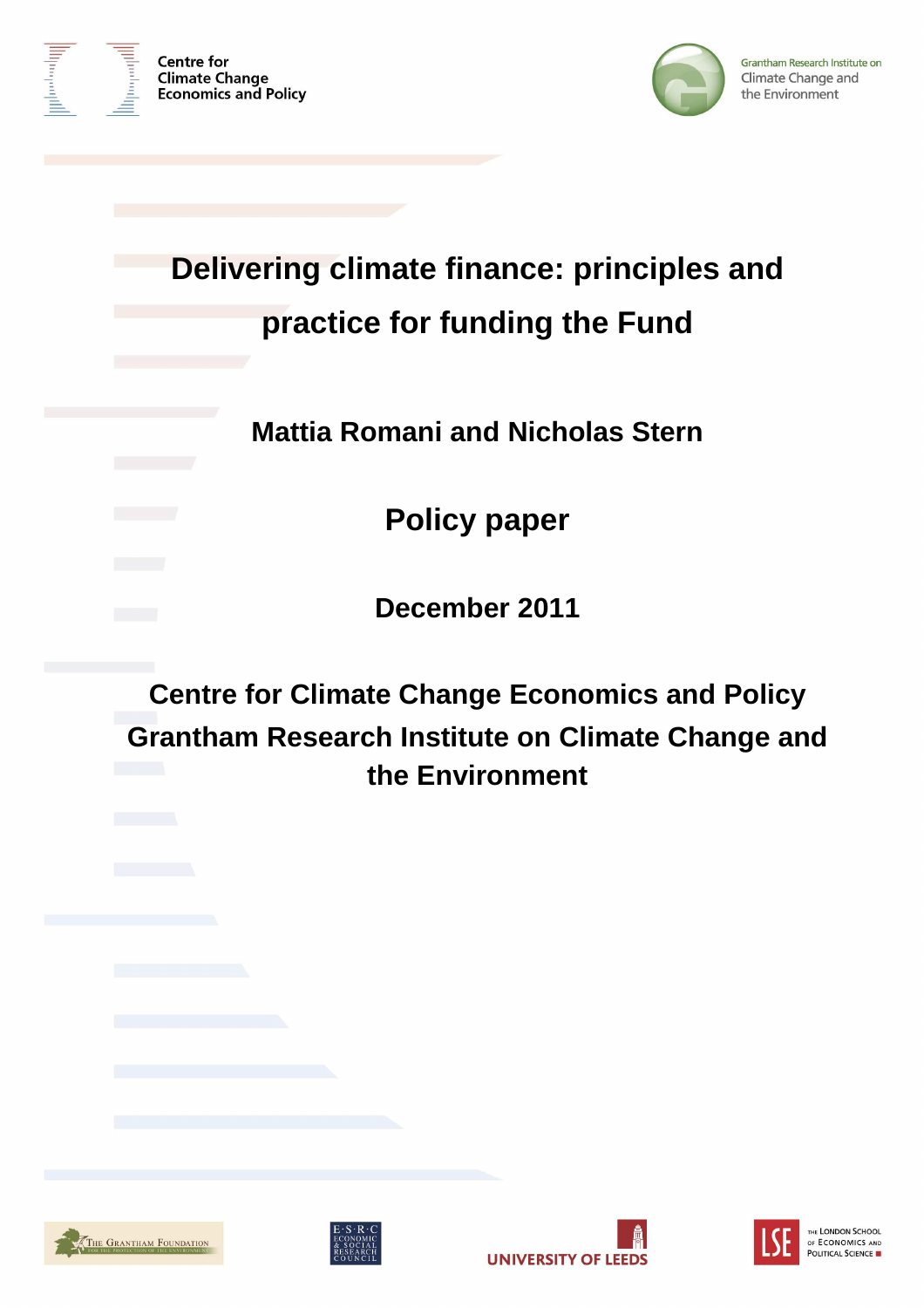Centre for Climate Change Economics and Policy

Grantham Research Institute on Climate Change and the Environment

# Delivering climate finance: principles and practice for funding the Fund

**Mattia Romani and Nicholas Stern**

## Policy paper

**December 2011**

**Centre for Climate Change Economics and Policy**

**Grantham Research Institute on Climate Change and the Environment**

The Grantham Foundation for the Protection of the Environment

ESRC Economic & Social Research Council

University of Leeds

LSE The London School of Economics and Political Science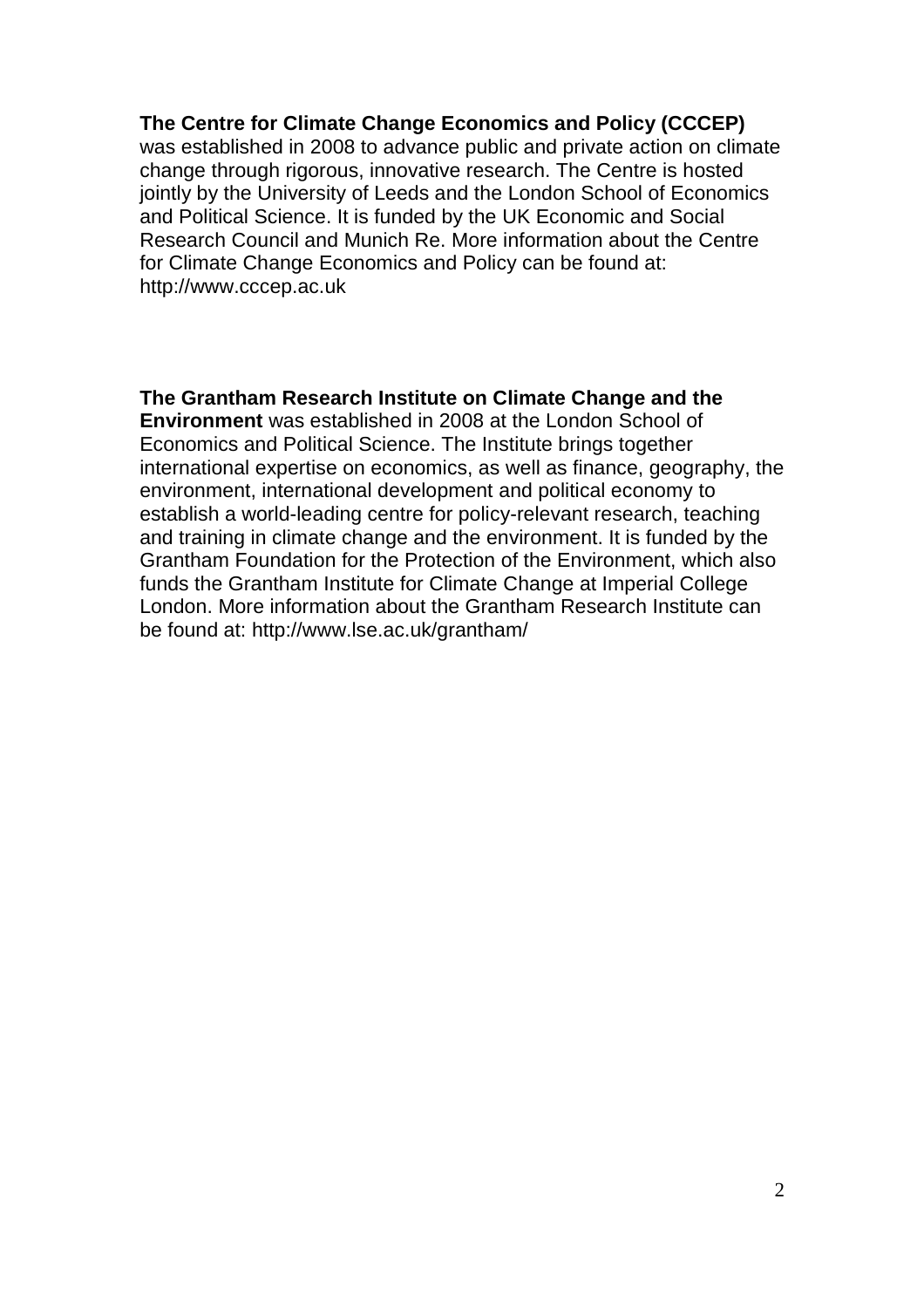**The Centre for Climate Change Economics and Policy (CCCEP)** was established in 2008 to advance public and private action on climate change through rigorous, innovative research. The Centre is hosted jointly by the University of Leeds and the London School of Economics and Political Science. It is funded by the UK Economic and Social Research Council and Munich Re. More information about the Centre for Climate Change Economics and Policy can be found at: http://www.cccep.ac.uk

**The Grantham Research Institute on Climate Change and the Environment** was established in 2008 at the London School of Economics and Political Science. The Institute brings together international expertise on economics, as well as finance, geography, the environment, international development and political economy to establish a world-leading centre for policy-relevant research, teaching and training in climate change and the environment. It is funded by the Grantham Foundation for the Protection of the Environment, which also funds the Grantham Institute for Climate Change at Imperial College London. More information about the Grantham Research Institute can be found at: http://www.lse.ac.uk/grantham/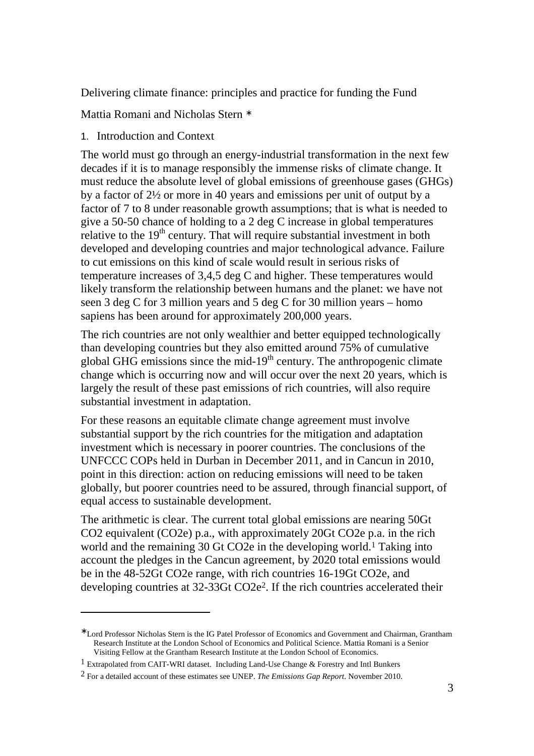# Delivering climate finance: principles and practice for funding the Fund

Mattia Romani and Nicholas Stern *

## 1. Introduction and Context

The world must go through an energy-industrial transformation in the next few decades if it is to manage responsibly the immense risks of climate change. It must reduce the absolute level of global emissions of greenhouse gases (GHGs) by a factor of 2½ or more in 40 years and emissions per unit of output by a factor of 7 to 8 under reasonable growth assumptions; that is what is needed to give a 50-50 chance of holding to a 2 deg C increase in global temperatures relative to the 19th century. That will require substantial investment in both developed and developing countries and major technological advance. Failure to cut emissions on this kind of scale would result in serious risks of temperature increases of 3,4,5 deg C and higher. These temperatures would likely transform the relationship between humans and the planet: we have not seen 3 deg C for 3 million years and 5 deg C for 30 million years – homo sapiens has been around for approximately 200,000 years.

The rich countries are not only wealthier and better equipped technologically than developing countries but they also emitted around 75% of cumulative global GHG emissions since the mid-19th century. The anthropogenic climate change which is occurring now and will occur over the next 20 years, which is largely the result of these past emissions of rich countries, will also require substantial investment in adaptation.

For these reasons an equitable climate change agreement must involve substantial support by the rich countries for the mitigation and adaptation investment which is necessary in poorer countries. The conclusions of the UNFCCC COPs held in Durban in December 2011, and in Cancun in 2010, point in this direction: action on reducing emissions will need to be taken globally, but poorer countries need to be assured, through financial support, of equal access to sustainable development.

The arithmetic is clear. The current total global emissions are nearing 50Gt $CO_2$ equivalent ($CO_2e$) p.a., with approximately 20Gt $CO_2e$ p.a. in the rich world and the remaining 30 Gt $CO_2e$ in the developing world.[1] Taking into account the pledges in the Cancun agreement, by 2020 total emissions would be in the 48-52Gt $CO_2e$ range, with rich countries 16-19Gt $CO_2e$, and developing countries at 32-33Gt $CO_2e$[2]. If the rich countries accelerated their

---

*Lord Professor Nicholas Stern is the IG Patel Professor of Economics and Government and Chairman, Grantham Research Institute at the London School of Economics and Political Science. Mattia Romani is a Senior Visiting Fellow at the Grantham Research Institute at the London School of Economics.

[1] Extrapolated from CAIT-WRI dataset. Including Land-Use Change & Forestry and Intl Bunkers

[2] For a detailed account of these estimates see UNEP. *The Emissions Gap Report*. November 2010.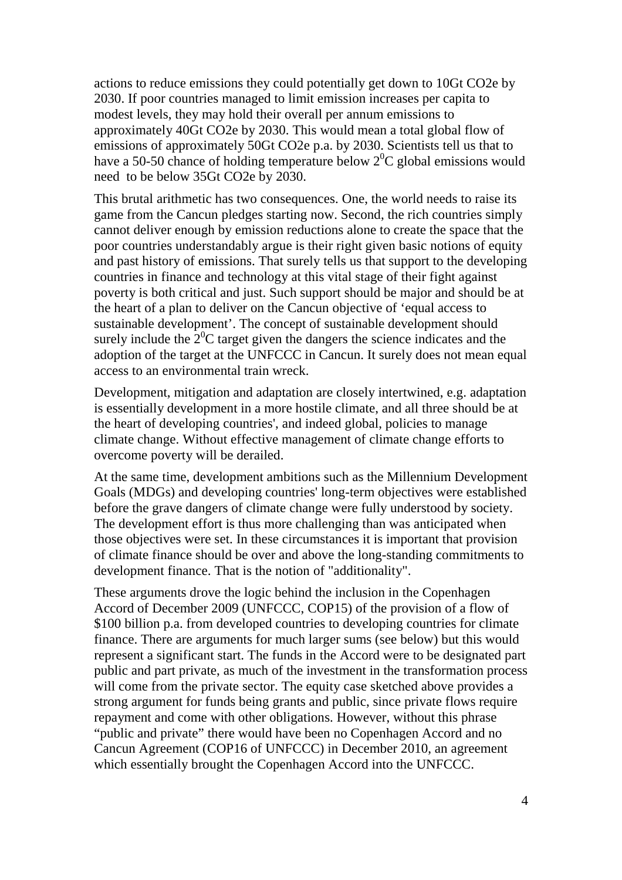actions to reduce emissions they could potentially get down to 10Gt $CO_2e$ by 2030. If poor countries managed to limit emission increases per capita to modest levels, they may hold their overall per annum emissions to approximately 40Gt $CO_2e$ by 2030. This would mean a total global flow of emissions of approximately 50Gt $CO_2e$ p.a. by 2030. Scientists tell us that to have a 50-50 chance of holding temperature below $2^0$C global emissions would need to be below 35Gt $CO_2e$ by 2030.

This brutal arithmetic has two consequences. One, the world needs to raise its game from the Cancun pledges starting now. Second, the rich countries simply cannot deliver enough by emission reductions alone to create the space that the poor countries understandably argue is their right given basic notions of equity and past history of emissions. That surely tells us that support to the developing countries in finance and technology at this vital stage of their fight against poverty is both critical and just. Such support should be major and should be at the heart of a plan to deliver on the Cancun objective of 'equal access to sustainable development'. The concept of sustainable development should surely include the $2^0$C target given the dangers the science indicates and the adoption of the target at the UNFCCC in Cancun. It surely does not mean equal access to an environmental train wreck.

Development, mitigation and adaptation are closely intertwined, e.g. adaptation is essentially development in a more hostile climate, and all three should be at the heart of developing countries', and indeed global, policies to manage climate change. Without effective management of climate change efforts to overcome poverty will be derailed.

At the same time, development ambitions such as the Millennium Development Goals (MDGs) and developing countries' long-term objectives were established before the grave dangers of climate change were fully understood by society. The development effort is thus more challenging than was anticipated when those objectives were set. In these circumstances it is important that provision of climate finance should be over and above the long-standing commitments to development finance. That is the notion of "additionality".

These arguments drove the logic behind the inclusion in the Copenhagen Accord of December 2009 (UNFCCC, COP15) of the provision of a flow of \$100 billion p.a. from developed countries to developing countries for climate finance. There are arguments for much larger sums (see below) but this would represent a significant start. The funds in the Accord were to be designated part public and part private, as much of the investment in the transformation process will come from the private sector. The equity case sketched above provides a strong argument for funds being grants and public, since private flows require repayment and come with other obligations. However, without this phrase "public and private" there would have been no Copenhagen Accord and no Cancun Agreement (COP16 of UNFCCC) in December 2010, an agreement which essentially brought the Copenhagen Accord into the UNFCCC.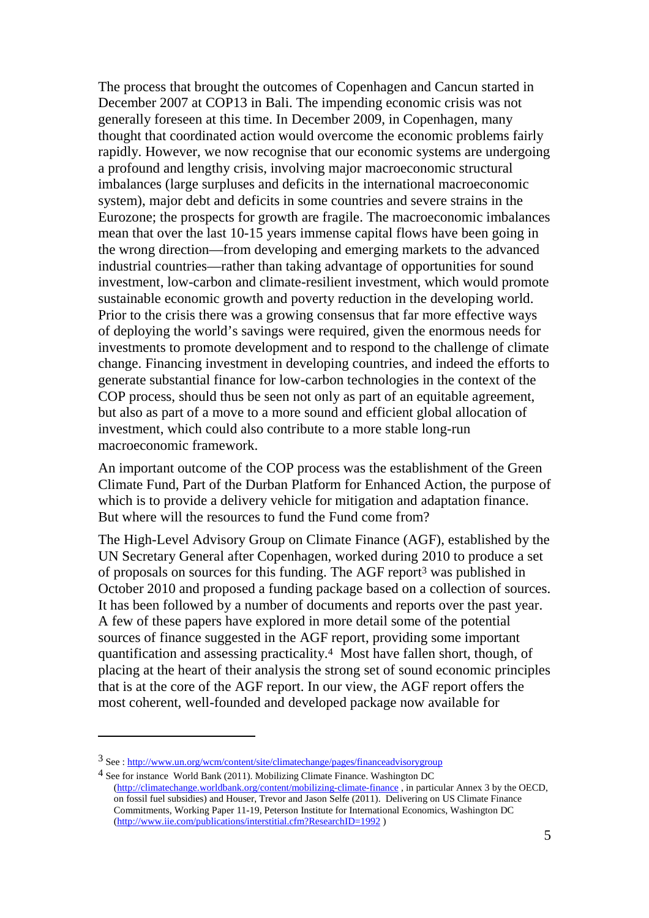The process that brought the outcomes of Copenhagen and Cancun started in December 2007 at COP13 in Bali. The impending economic crisis was not generally foreseen at this time. In December 2009, in Copenhagen, many thought that coordinated action would overcome the economic problems fairly rapidly. However, we now recognise that our economic systems are undergoing a profound and lengthy crisis, involving major macroeconomic structural imbalances (large surpluses and deficits in the international macroeconomic system), major debt and deficits in some countries and severe strains in the Eurozone; the prospects for growth are fragile. The macroeconomic imbalances mean that over the last 10-15 years immense capital flows have been going in the wrong direction—from developing and emerging markets to the advanced industrial countries—rather than taking advantage of opportunities for sound investment, low-carbon and climate-resilient investment, which would promote sustainable economic growth and poverty reduction in the developing world. Prior to the crisis there was a growing consensus that far more effective ways of deploying the world's savings were required, given the enormous needs for investments to promote development and to respond to the challenge of climate change. Financing investment in developing countries, and indeed the efforts to generate substantial finance for low-carbon technologies in the context of the COP process, should thus be seen not only as part of an equitable agreement, but also as part of a move to a more sound and efficient global allocation of investment, which could also contribute to a more stable long-run macroeconomic framework.

An important outcome of the COP process was the establishment of the Green Climate Fund, Part of the Durban Platform for Enhanced Action, the purpose of which is to provide a delivery vehicle for mitigation and adaptation finance. But where will the resources to fund the Fund come from?

The High-Level Advisory Group on Climate Finance (AGF), established by the UN Secretary General after Copenhagen, worked during 2010 to produce a set of proposals on sources for this funding. The AGF report[3] was published in October 2010 and proposed a funding package based on a collection of sources. It has been followed by a number of documents and reports over the past year. A few of these papers have explored in more detail some of the potential sources of finance suggested in the AGF report, providing some important quantification and assessing practicality.[4] Most have fallen short, though, of placing at the heart of their analysis the strong set of sound economic principles that is at the core of the AGF report. In our view, the AGF report offers the most coherent, well-founded and developed package now available for

---

[3] See : http://www.un.org/wcm/content/site/climatechange/pages/financeadvisorygroup

[4] See for instance World Bank (2011). Mobilizing Climate Finance. Washington DC (http://climatechange.worldbank.org/content/mobilizing-climate-finance , in particular Annex 3 by the OECD, on fossil fuel subsidies) and Houser, Trevor and Jason Selfe (2011). Delivering on US Climate Finance Commitments, Working Paper 11-19, Peterson Institute for International Economics, Washington DC (http://www.iie.com/publications/interstitial.cfm?ResearchID=1992 )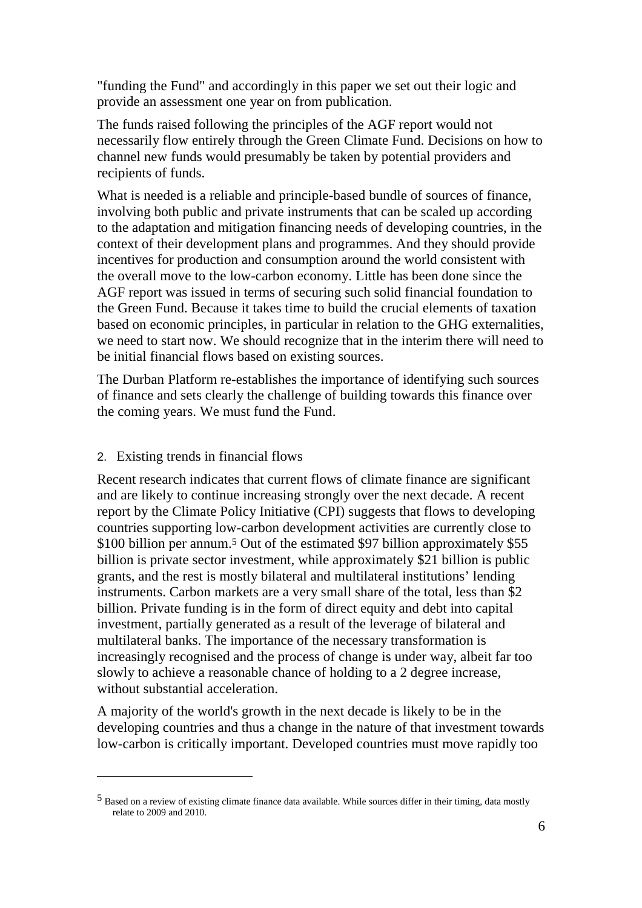"funding the Fund" and accordingly in this paper we set out their logic and provide an assessment one year on from publication.

The funds raised following the principles of the AGF report would not necessarily flow entirely through the Green Climate Fund. Decisions on how to channel new funds would presumably be taken by potential providers and recipients of funds.

What is needed is a reliable and principle-based bundle of sources of finance, involving both public and private instruments that can be scaled up according to the adaptation and mitigation financing needs of developing countries, in the context of their development plans and programmes. And they should provide incentives for production and consumption around the world consistent with the overall move to the low-carbon economy. Little has been done since the AGF report was issued in terms of securing such solid financial foundation to the Green Fund. Because it takes time to build the crucial elements of taxation based on economic principles, in particular in relation to the GHG externalities, we need to start now. We should recognize that in the interim there will need to be initial financial flows based on existing sources.

The Durban Platform re-establishes the importance of identifying such sources of finance and sets clearly the challenge of building towards this finance over the coming years. We must fund the Fund.

## 2. Existing trends in financial flows

Recent research indicates that current flows of climate finance are significant and are likely to continue increasing strongly over the next decade. A recent report by the Climate Policy Initiative (CPI) suggests that flows to developing countries supporting low-carbon development activities are currently close to \$100 billion per annum.[5] Out of the estimated \$97 billion approximately \$55 billion is private sector investment, while approximately \$21 billion is public grants, and the rest is mostly bilateral and multilateral institutions' lending instruments. Carbon markets are a very small share of the total, less than \$2 billion. Private funding is in the form of direct equity and debt into capital investment, partially generated as a result of the leverage of bilateral and multilateral banks. The importance of the necessary transformation is increasingly recognised and the process of change is under way, albeit far too slowly to achieve a reasonable chance of holding to a 2 degree increase, without substantial acceleration.

A majority of the world's growth in the next decade is likely to be in the developing countries and thus a change in the nature of that investment towards low-carbon is critically important. Developed countries must move rapidly too

---

[5] Based on a review of existing climate finance data available. While sources differ in their timing, data mostly relate to 2009 and 2010.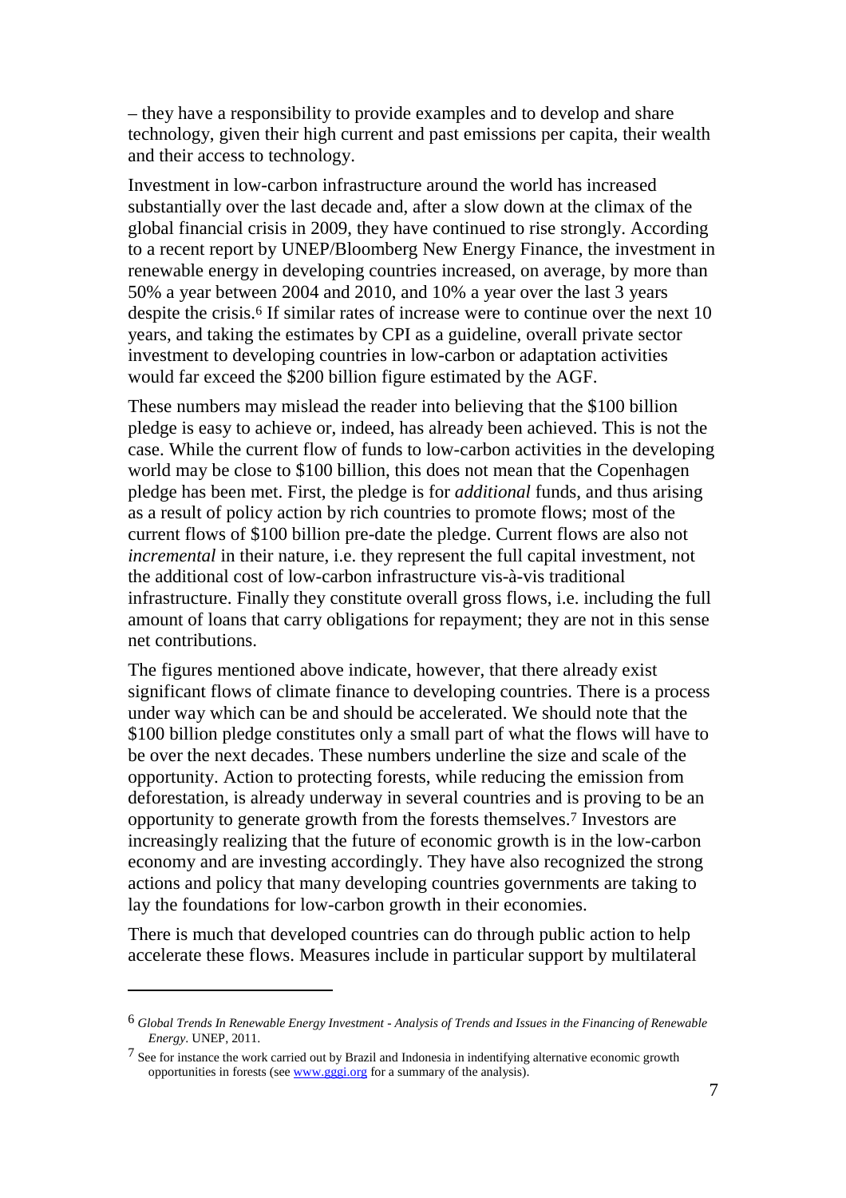– they have a responsibility to provide examples and to develop and share technology, given their high current and past emissions per capita, their wealth and their access to technology.

Investment in low-carbon infrastructure around the world has increased substantially over the last decade and, after a slow down at the climax of the global financial crisis in 2009, they have continued to rise strongly. According to a recent report by UNEP/Bloomberg New Energy Finance, the investment in renewable energy in developing countries increased, on average, by more than 50% a year between 2004 and 2010, and 10% a year over the last 3 years despite the crisis.[6] If similar rates of increase were to continue over the next 10 years, and taking the estimates by CPI as a guideline, overall private sector investment to developing countries in low-carbon or adaptation activities would far exceed the $200 billion figure estimated by the AGF.

These numbers may mislead the reader into believing that the $100 billion pledge is easy to achieve or, indeed, has already been achieved. This is not the case. While the current flow of funds to low-carbon activities in the developing world may be close to $100 billion, this does not mean that the Copenhagen pledge has been met. First, the pledge is for *additional* funds, and thus arising as a result of policy action by rich countries to promote flows; most of the current flows of $100 billion pre-date the pledge. Current flows are also not *incremental* in their nature, i.e. they represent the full capital investment, not the additional cost of low-carbon infrastructure vis-à-vis traditional infrastructure. Finally they constitute overall gross flows, i.e. including the full amount of loans that carry obligations for repayment; they are not in this sense net contributions.

The figures mentioned above indicate, however, that there already exist significant flows of climate finance to developing countries. There is a process under way which can be and should be accelerated. We should note that the $100 billion pledge constitutes only a small part of what the flows will have to be over the next decades. These numbers underline the size and scale of the opportunity. Action to protecting forests, while reducing the emission from deforestation, is already underway in several countries and is proving to be an opportunity to generate growth from the forests themselves.[7] Investors are increasingly realizing that the future of economic growth is in the low-carbon economy and are investing accordingly. They have also recognized the strong actions and policy that many developing countries governments are taking to lay the foundations for low-carbon growth in their economies.

There is much that developed countries can do through public action to help accelerate these flows. Measures include in particular support by multilateral

---

[6] *Global Trends In Renewable Energy Investment - Analysis of Trends and Issues in the Financing of Renewable Energy*. UNEP, 2011.

[7] See for instance the work carried out by Brazil and Indonesia in indentifying alternative economic growth opportunities in forests (see www.gggi.org for a summary of the analysis).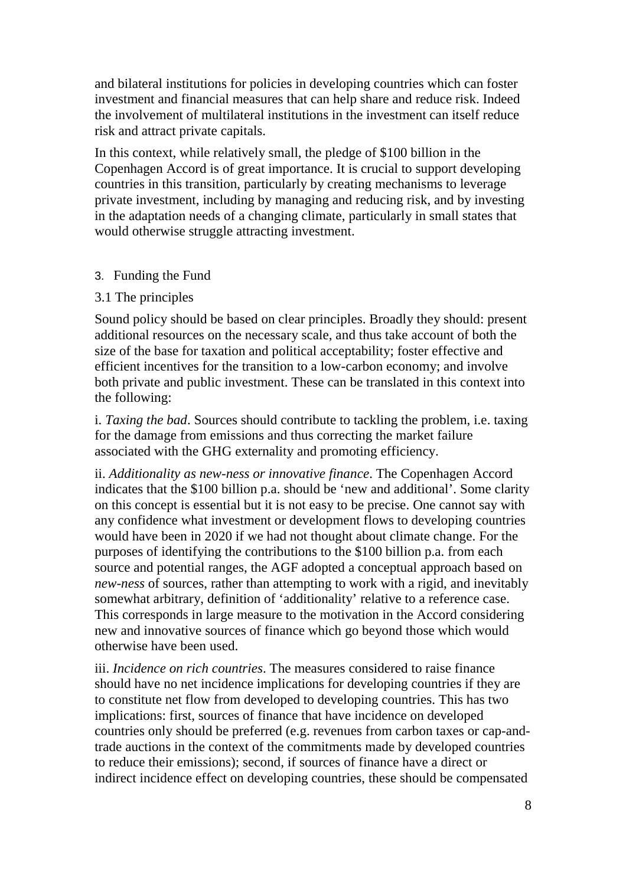and bilateral institutions for policies in developing countries which can foster investment and financial measures that can help share and reduce risk. Indeed the involvement of multilateral institutions in the investment can itself reduce risk and attract private capitals.

In this context, while relatively small, the pledge of $100 billion in the Copenhagen Accord is of great importance. It is crucial to support developing countries in this transition, particularly by creating mechanisms to leverage private investment, including by managing and reducing risk, and by investing in the adaptation needs of a changing climate, particularly in small states that would otherwise struggle attracting investment.

## 3. Funding the Fund

### 3.1 The principles

Sound policy should be based on clear principles. Broadly they should: present additional resources on the necessary scale, and thus take account of both the size of the base for taxation and political acceptability; foster effective and efficient incentives for the transition to a low-carbon economy; and involve both private and public investment. These can be translated in this context into the following:

i. *Taxing the bad*. Sources should contribute to tackling the problem, i.e. taxing for the damage from emissions and thus correcting the market failure associated with the GHG externality and promoting efficiency.

ii. *Additionality as new-ness or innovative finance*. The Copenhagen Accord indicates that the $100 billion p.a. should be 'new and additional'. Some clarity on this concept is essential but it is not easy to be precise. One cannot say with any confidence what investment or development flows to developing countries would have been in 2020 if we had not thought about climate change. For the purposes of identifying the contributions to the $100 billion p.a. from each source and potential ranges, the AGF adopted a conceptual approach based on *new-ness* of sources, rather than attempting to work with a rigid, and inevitably somewhat arbitrary, definition of 'additionality' relative to a reference case. This corresponds in large measure to the motivation in the Accord considering new and innovative sources of finance which go beyond those which would otherwise have been used.

iii. *Incidence on rich countries*. The measures considered to raise finance should have no net incidence implications for developing countries if they are to constitute net flow from developed to developing countries. This has two implications: first, sources of finance that have incidence on developed countries only should be preferred (e.g. revenues from carbon taxes or cap-and-trade auctions in the context of the commitments made by developed countries to reduce their emissions); second, if sources of finance have a direct or indirect incidence effect on developing countries, these should be compensated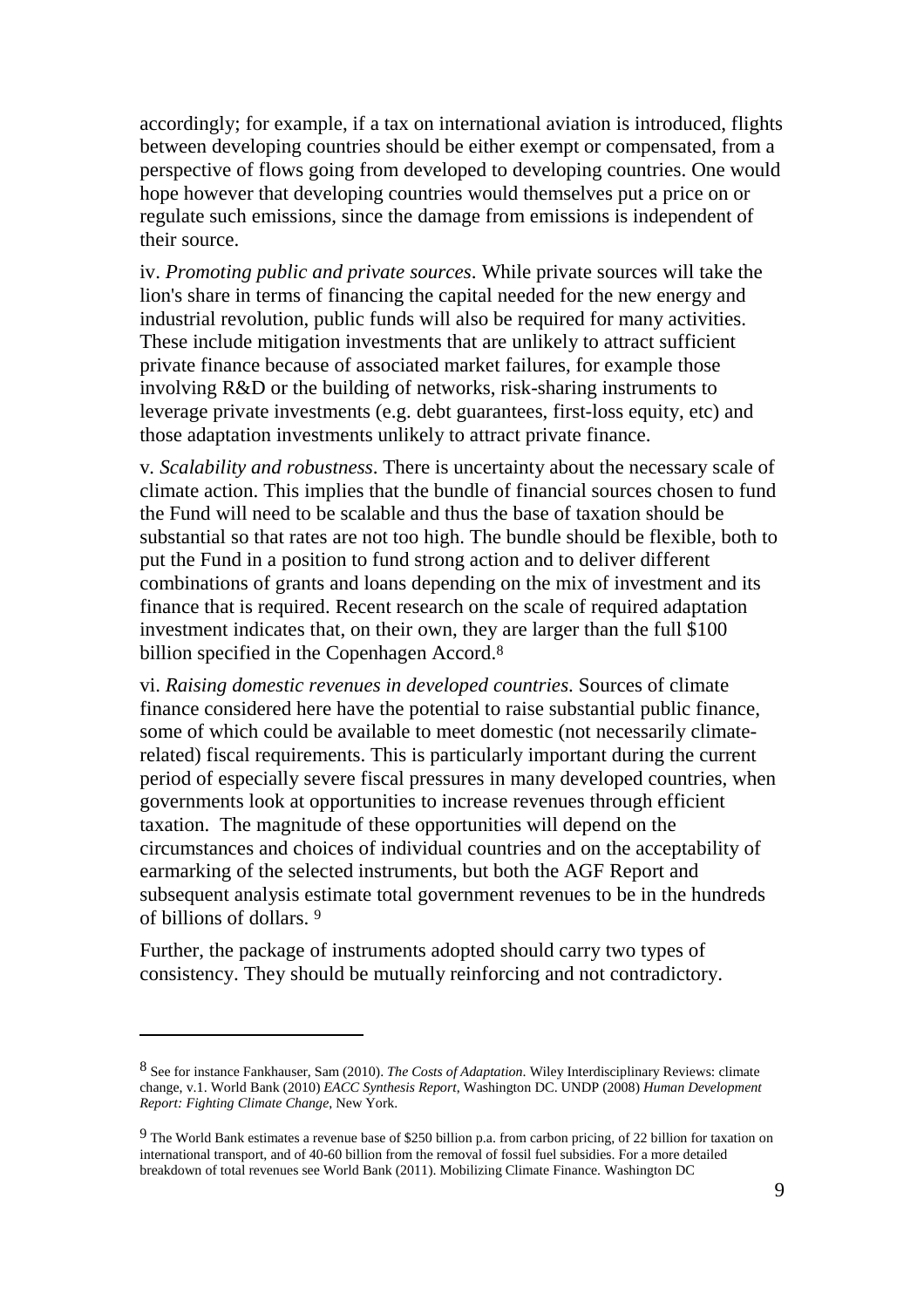accordingly; for example, if a tax on international aviation is introduced, flights between developing countries should be either exempt or compensated, from a perspective of flows going from developed to developing countries. One would hope however that developing countries would themselves put a price on or regulate such emissions, since the damage from emissions is independent of their source.

iv. *Promoting public and private sources*. While private sources will take the lion's share in terms of financing the capital needed for the new energy and industrial revolution, public funds will also be required for many activities. These include mitigation investments that are unlikely to attract sufficient private finance because of associated market failures, for example those involving R&D or the building of networks, risk-sharing instruments to leverage private investments (e.g. debt guarantees, first-loss equity, etc) and those adaptation investments unlikely to attract private finance.

v. *Scalability and robustness*. There is uncertainty about the necessary scale of climate action. This implies that the bundle of financial sources chosen to fund the Fund will need to be scalable and thus the base of taxation should be substantial so that rates are not too high. The bundle should be flexible, both to put the Fund in a position to fund strong action and to deliver different combinations of grants and loans depending on the mix of investment and its finance that is required. Recent research on the scale of required adaptation investment indicates that, on their own, they are larger than the full $100 billion specified in the Copenhagen Accord.[8]

vi. *Raising domestic revenues in developed countries*. Sources of climate finance considered here have the potential to raise substantial public finance, some of which could be available to meet domestic (not necessarily climate-related) fiscal requirements. This is particularly important during the current period of especially severe fiscal pressures in many developed countries, when governments look at opportunities to increase revenues through efficient taxation. The magnitude of these opportunities will depend on the circumstances and choices of individual countries and on the acceptability of earmarking of the selected instruments, but both the AGF Report and subsequent analysis estimate total government revenues to be in the hundreds of billions of dollars. [9]

Further, the package of instruments adopted should carry two types of consistency. They should be mutually reinforcing and not contradictory.

---

[8] See for instance Fankhauser, Sam (2010). *The Costs of Adaptation*. Wiley Interdisciplinary Reviews: climate change, v.1. World Bank (2010) *EACC Synthesis Report*, Washington DC. UNDP (2008) *Human Development Report: Fighting Climate Change*, New York.

[9] The World Bank estimates a revenue base of $250 billion p.a. from carbon pricing, of 22 billion for taxation on international transport, and of 40-60 billion from the removal of fossil fuel subsidies. For a more detailed breakdown of total revenues see World Bank (2011). Mobilizing Climate Finance. Washington DC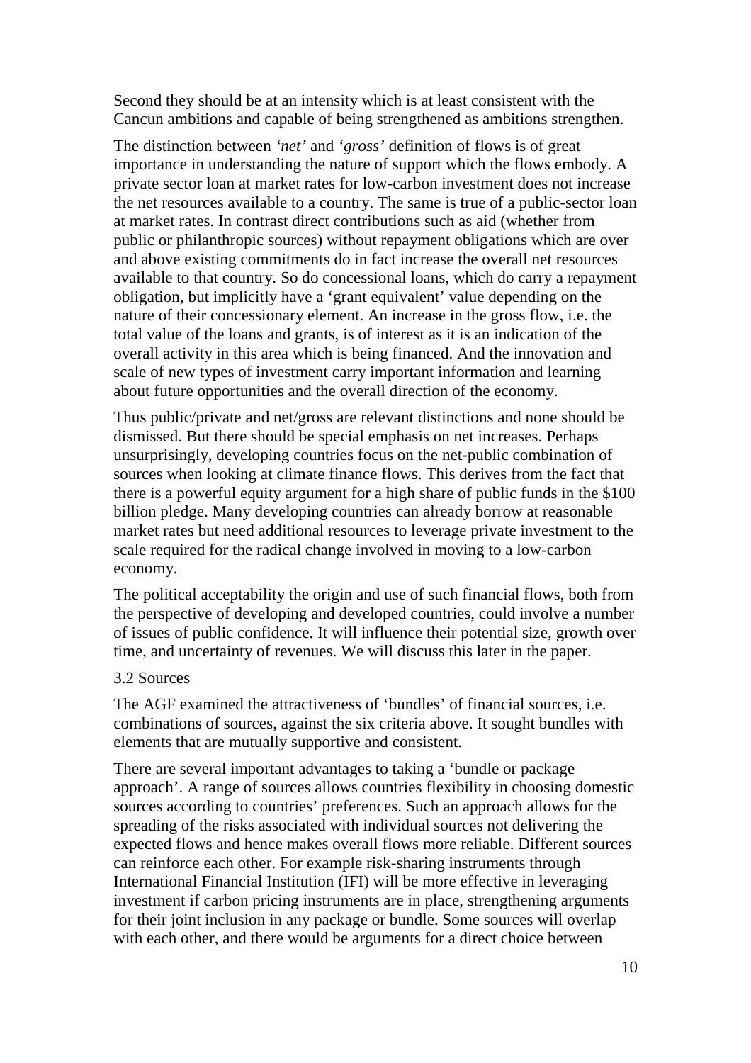Second they should be at an intensity which is at least consistent with the Cancun ambitions and capable of being strengthened as ambitions strengthen.

The distinction between *'net'* and *'gross'* definition of flows is of great importance in understanding the nature of support which the flows embody. A private sector loan at market rates for low-carbon investment does not increase the net resources available to a country. The same is true of a public-sector loan at market rates. In contrast direct contributions such as aid (whether from public or philanthropic sources) without repayment obligations which are over and above existing commitments do in fact increase the overall net resources available to that country. So do concessional loans, which do carry a repayment obligation, but implicitly have a 'grant equivalent' value depending on the nature of their concessionary element. An increase in the gross flow, i.e. the total value of the loans and grants, is of interest as it is an indication of the overall activity in this area which is being financed. And the innovation and scale of new types of investment carry important information and learning about future opportunities and the overall direction of the economy.

Thus public/private and net/gross are relevant distinctions and none should be dismissed. But there should be special emphasis on net increases. Perhaps unsurprisingly, developing countries focus on the net-public combination of sources when looking at climate finance flows. This derives from the fact that there is a powerful equity argument for a high share of public funds in the $100 billion pledge. Many developing countries can already borrow at reasonable market rates but need additional resources to leverage private investment to the scale required for the radical change involved in moving to a low-carbon economy.

The political acceptability the origin and use of such financial flows, both from the perspective of developing and developed countries, could involve a number of issues of public confidence. It will influence their potential size, growth over time, and uncertainty of revenues. We will discuss this later in the paper.

### 3.2 Sources

The AGF examined the attractiveness of 'bundles' of financial sources, i.e. combinations of sources, against the six criteria above. It sought bundles with elements that are mutually supportive and consistent.

There are several important advantages to taking a 'bundle or package approach'. A range of sources allows countries flexibility in choosing domestic sources according to countries' preferences. Such an approach allows for the spreading of the risks associated with individual sources not delivering the expected flows and hence makes overall flows more reliable. Different sources can reinforce each other. For example risk-sharing instruments through International Financial Institution (IFI) will be more effective in leveraging investment if carbon pricing instruments are in place, strengthening arguments for their joint inclusion in any package or bundle. Some sources will overlap with each other, and there would be arguments for a direct choice between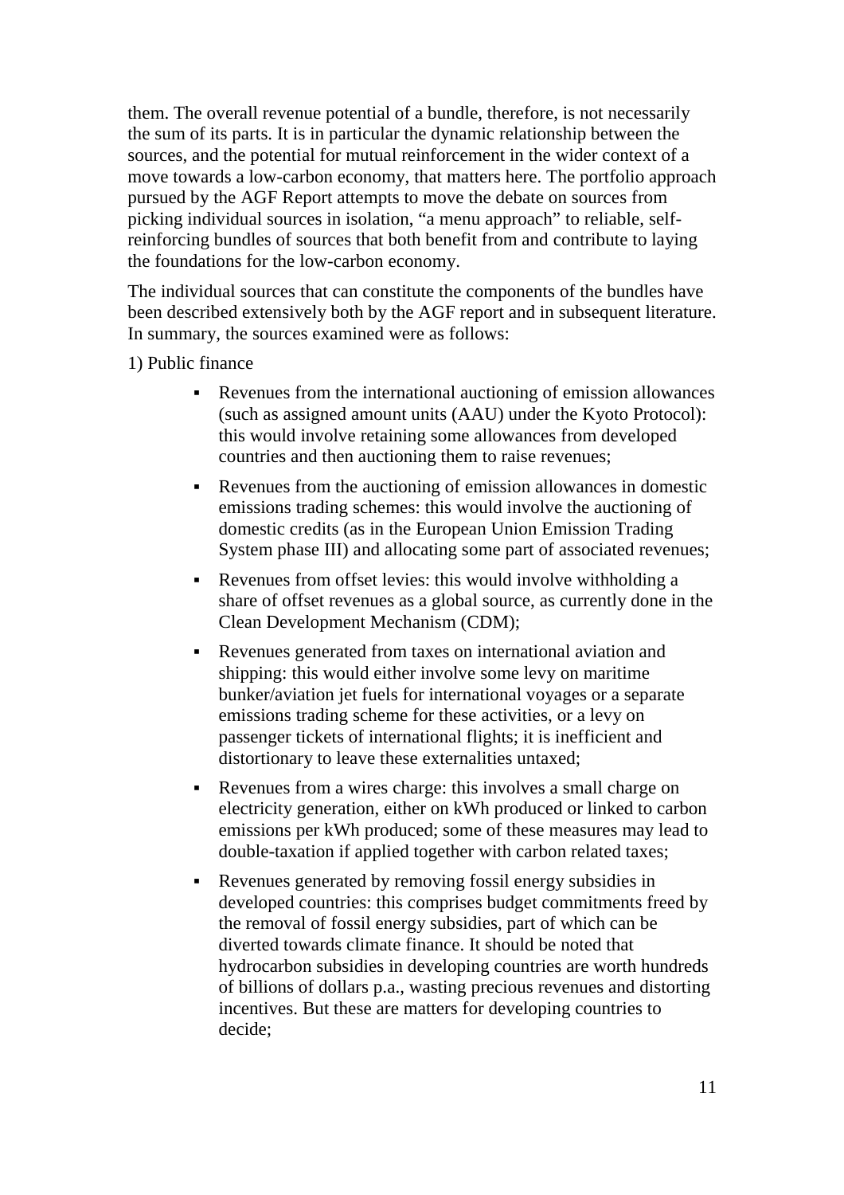them. The overall revenue potential of a bundle, therefore, is not necessarily the sum of its parts. It is in particular the dynamic relationship between the sources, and the potential for mutual reinforcement in the wider context of a move towards a low-carbon economy, that matters here. The portfolio approach pursued by the AGF Report attempts to move the debate on sources from picking individual sources in isolation, "a menu approach" to reliable, self-reinforcing bundles of sources that both benefit from and contribute to laying the foundations for the low-carbon economy.

The individual sources that can constitute the components of the bundles have been described extensively both by the AGF report and in subsequent literature. In summary, the sources examined were as follows:

1) Public finance

- Revenues from the international auctioning of emission allowances (such as assigned amount units (AAU) under the Kyoto Protocol): this would involve retaining some allowances from developed countries and then auctioning them to raise revenues;
- Revenues from the auctioning of emission allowances in domestic emissions trading schemes: this would involve the auctioning of domestic credits (as in the European Union Emission Trading System phase III) and allocating some part of associated revenues;
- Revenues from offset levies: this would involve withholding a share of offset revenues as a global source, as currently done in the Clean Development Mechanism (CDM);
- Revenues generated from taxes on international aviation and shipping: this would either involve some levy on maritime bunker/aviation jet fuels for international voyages or a separate emissions trading scheme for these activities, or a levy on passenger tickets of international flights; it is inefficient and distortionary to leave these externalities untaxed;
- Revenues from a wires charge: this involves a small charge on electricity generation, either on kWh produced or linked to carbon emissions per kWh produced; some of these measures may lead to double-taxation if applied together with carbon related taxes;
- Revenues generated by removing fossil energy subsidies in developed countries: this comprises budget commitments freed by the removal of fossil energy subsidies, part of which can be diverted towards climate finance. It should be noted that hydrocarbon subsidies in developing countries are worth hundreds of billions of dollars p.a., wasting precious revenues and distorting incentives. But these are matters for developing countries to decide;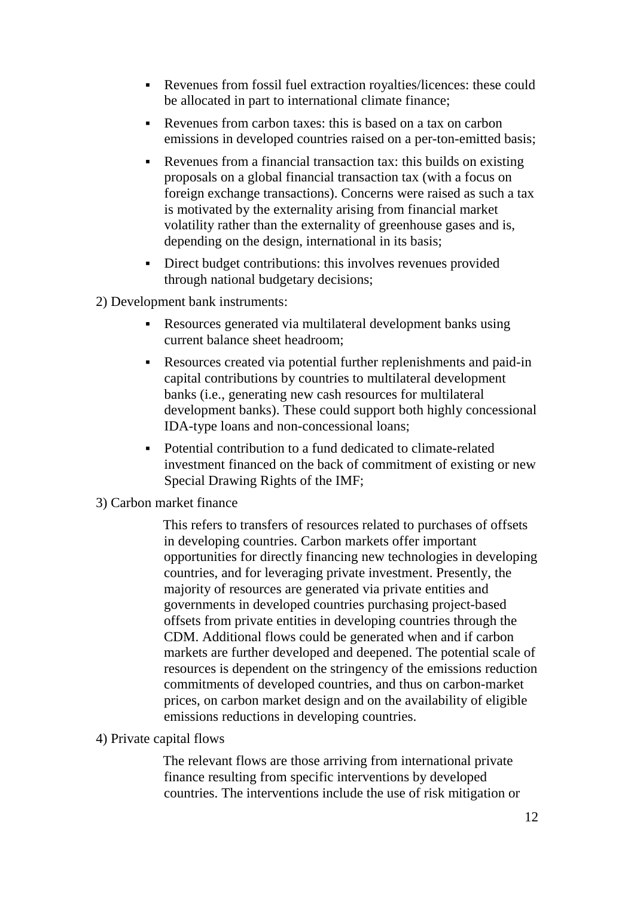- Revenues from fossil fuel extraction royalties/licences: these could be allocated in part to international climate finance;
- Revenues from carbon taxes: this is based on a tax on carbon emissions in developed countries raised on a per-ton-emitted basis;
- Revenues from a financial transaction tax: this builds on existing proposals on a global financial transaction tax (with a focus on foreign exchange transactions). Concerns were raised as such a tax is motivated by the externality arising from financial market volatility rather than the externality of greenhouse gases and is, depending on the design, international in its basis;
- Direct budget contributions: this involves revenues provided through national budgetary decisions;

2) Development bank instruments:

- Resources generated via multilateral development banks using current balance sheet headroom;
- Resources created via potential further replenishments and paid-in capital contributions by countries to multilateral development banks (i.e., generating new cash resources for multilateral development banks). These could support both highly concessional IDA-type loans and non-concessional loans;
- Potential contribution to a fund dedicated to climate-related investment financed on the back of commitment of existing or new Special Drawing Rights of the IMF;

3) Carbon market finance

This refers to transfers of resources related to purchases of offsets in developing countries. Carbon markets offer important opportunities for directly financing new technologies in developing countries, and for leveraging private investment. Presently, the majority of resources are generated via private entities and governments in developed countries purchasing project-based offsets from private entities in developing countries through the CDM. Additional flows could be generated when and if carbon markets are further developed and deepened. The potential scale of resources is dependent on the stringency of the emissions reduction commitments of developed countries, and thus on carbon-market prices, on carbon market design and on the availability of eligible emissions reductions in developing countries.

4) Private capital flows

The relevant flows are those arriving from international private finance resulting from specific interventions by developed countries. The interventions include the use of risk mitigation or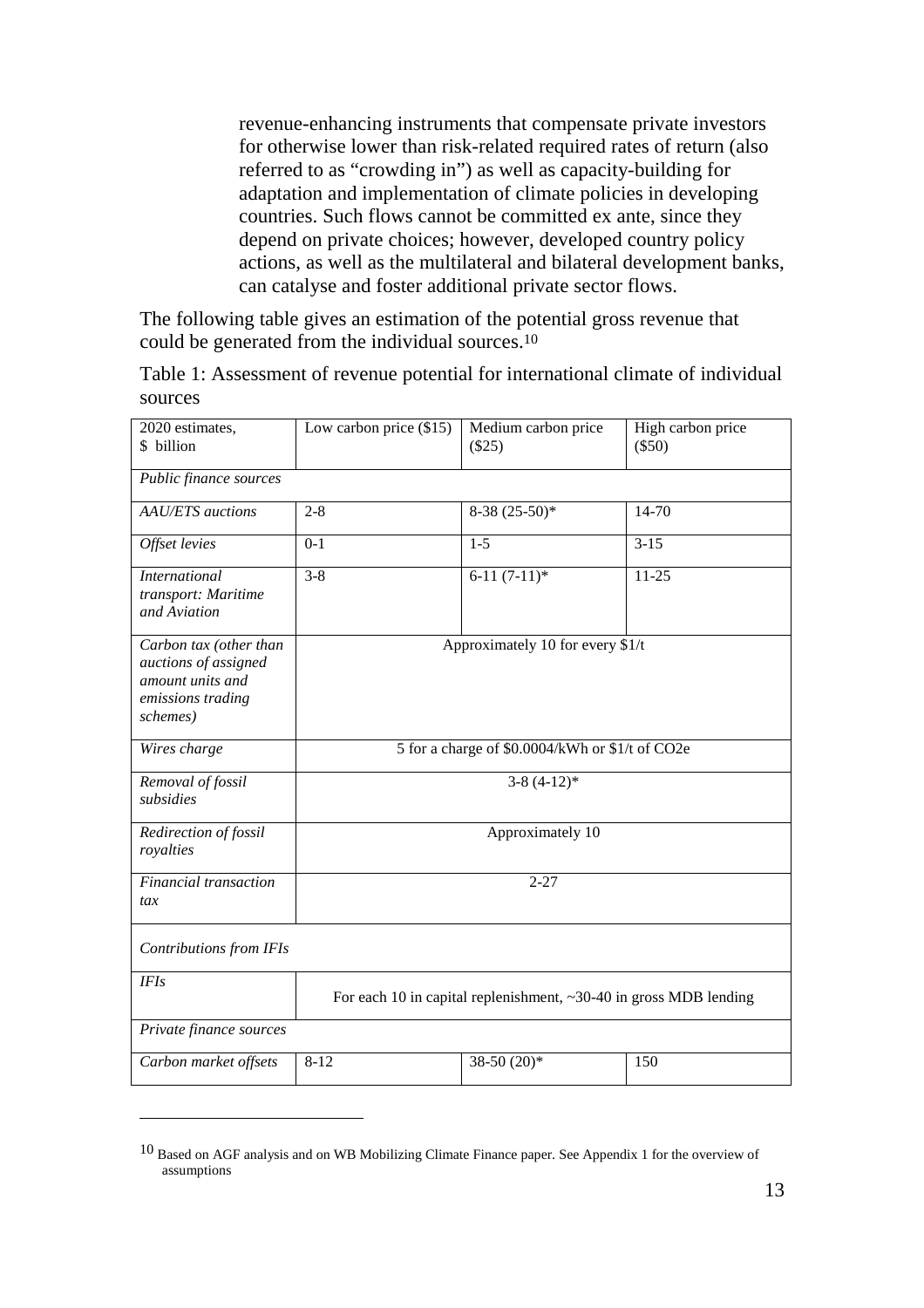revenue-enhancing instruments that compensate private investors for otherwise lower than risk-related required rates of return (also referred to as "crowding in") as well as capacity-building for adaptation and implementation of climate policies in developing countries. Such flows cannot be committed ex ante, since they depend on private choices; however, developed country policy actions, as well as the multilateral and bilateral development banks, can catalyse and foster additional private sector flows.

The following table gives an estimation of the potential gross revenue that could be generated from the individual sources.[10]

Table 1: Assessment of revenue potential for international climate of individual sources

| 2020 estimates, \$ billion | Low carbon price (\$15) | Medium carbon price (\$25) | High carbon price (\$50) |
|---|---|---|---|
| *Public finance sources* | | | |
| *AAU/ETS auctions* | 2-8 | 8-38 (25-50)* | 14-70 |
| *Offset levies* | 0-1 | 1-5 | 3-15 |
| *International transport: Maritime and Aviation* | 3-8 | 6-11 (7-11)* | 11-25 |
| *Carbon tax (other than auctions of assigned amount units and emissions trading schemes)* | Approximately 10 for every \$1/t | | |
| *Wires charge* | 5 for a charge of \$0.0004/kWh or \$1/t of CO2e | | |
| *Removal of fossil subsidies* | 3-8 (4-12)* | | |
| *Redirection of fossil royalties* | Approximately 10 | | |
| *Financial transaction tax* | 2-27 | | |
| *Contributions from IFIs* | | | |
| *IFIs* | For each 10 in capital replenishment, ~30-40 in gross MDB lending | | |
| *Private finance sources* | | | |
| *Carbon market offsets* | 8-12 | 38-50 (20)* | 150 |

[10] Based on AGF analysis and on WB Mobilizing Climate Finance paper. See Appendix 1 for the overview of assumptions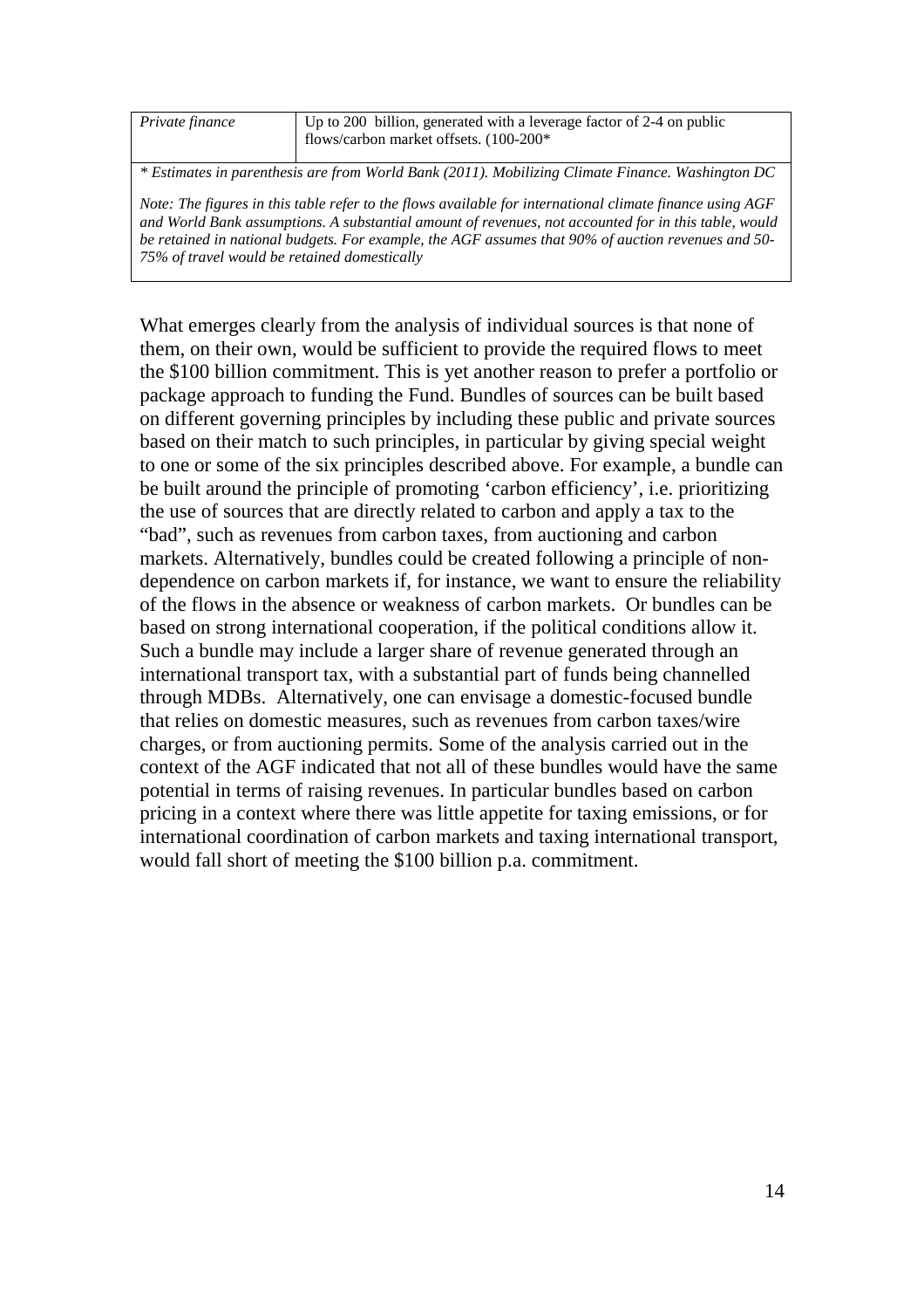| *Private finance* | Up to 200 billion, generated with a leverage factor of 2-4 on public flows/carbon market offsets. (100-200* |
|---|---|

*\* Estimates in parenthesis are from World Bank (2011). Mobilizing Climate Finance. Washington DC*

*Note: The figures in this table refer to the flows available for international climate finance using AGF and World Bank assumptions. A substantial amount of revenues, not accounted for in this table, would be retained in national budgets. For example, the AGF assumes that 90% of auction revenues and 50-75% of travel would be retained domestically*

What emerges clearly from the analysis of individual sources is that none of them, on their own, would be sufficient to provide the required flows to meet the $100 billion commitment. This is yet another reason to prefer a portfolio or package approach to funding the Fund. Bundles of sources can be built based on different governing principles by including these public and private sources based on their match to such principles, in particular by giving special weight to one or some of the six principles described above. For example, a bundle can be built around the principle of promoting 'carbon efficiency', i.e. prioritizing the use of sources that are directly related to carbon and apply a tax to the "bad", such as revenues from carbon taxes, from auctioning and carbon markets. Alternatively, bundles could be created following a principle of non-dependence on carbon markets if, for instance, we want to ensure the reliability of the flows in the absence or weakness of carbon markets. Or bundles can be based on strong international cooperation, if the political conditions allow it. Such a bundle may include a larger share of revenue generated through an international transport tax, with a substantial part of funds being channelled through MDBs. Alternatively, one can envisage a domestic-focused bundle that relies on domestic measures, such as revenues from carbon taxes/wire charges, or from auctioning permits. Some of the analysis carried out in the context of the AGF indicated that not all of these bundles would have the same potential in terms of raising revenues. In particular bundles based on carbon pricing in a context where there was little appetite for taxing emissions, or for international coordination of carbon markets and taxing international transport, would fall short of meeting the $100 billion p.a. commitment.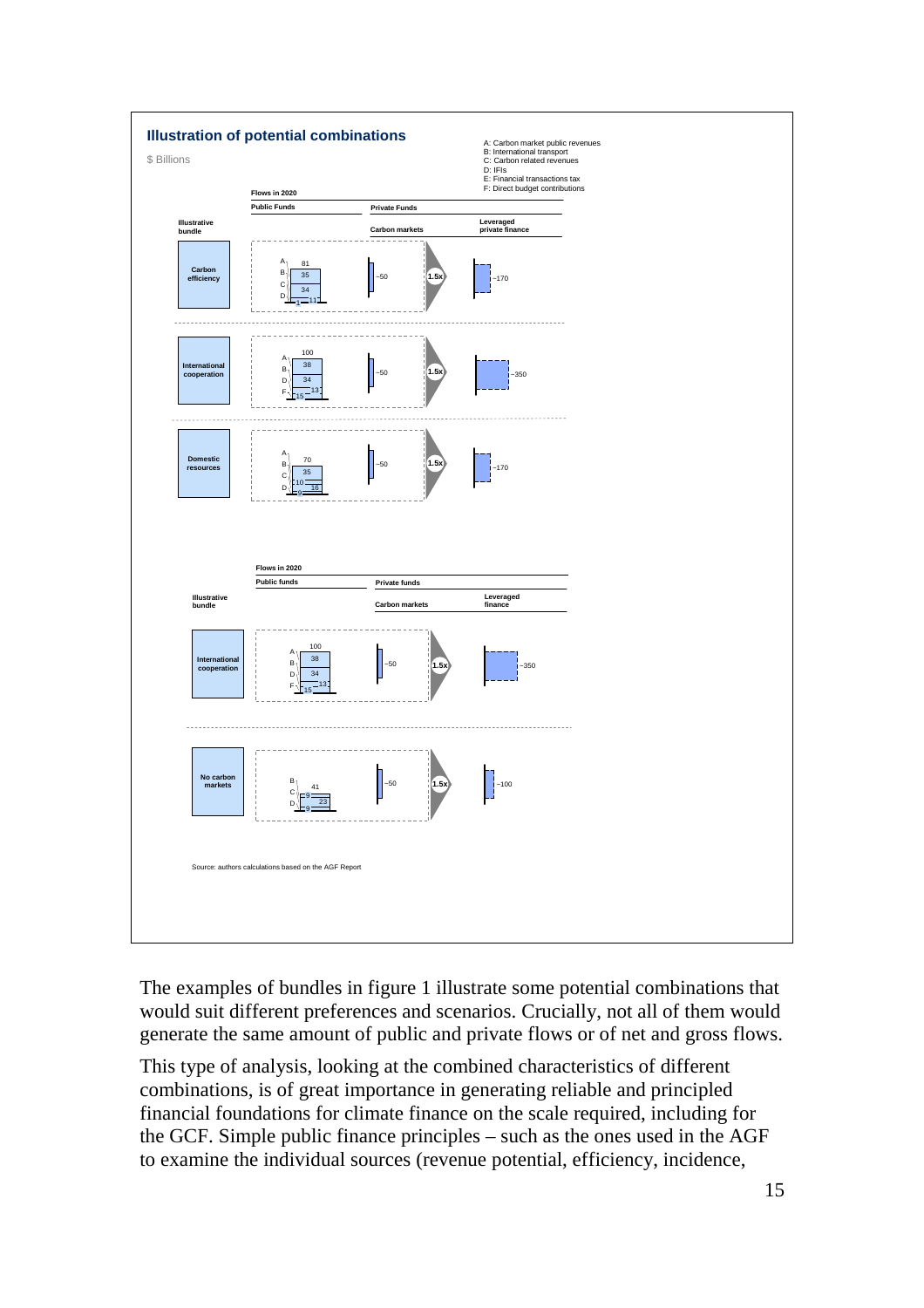**Illustration of potential combinations**

$ Billions

A: Carbon market public revenues
B: International transport
C: Carbon related revenues
D: IFIs
E: Financial transactions tax
F: Direct budget contributions

Flows in 2020

| Illustrative bundle | Public Funds | Private Funds: Carbon markets | | Private Funds: Leveraged private finance |
|---|---|---|---|---|
| Carbon efficiency | 81 (A: 1, B: 35, C: 34, D: 11) | ~50 | 1.5x | ~170 |
| International cooperation | 100 (A: 38, B: 34, D: 13, F: 15) | ~50 | 1.5x | ~350 |
| Domestic resources | 70 (A: 35, B: 10, C: 16, D: 9) | ~50 | 1.5x | ~170 |

Flows in 2020

| Illustrative bundle | Public funds | Private funds: Carbon markets | | Private funds: Leveraged finance |
|---|---|---|---|---|
| International cooperation | 100 (A: 38, B: 34, D: 13, F: 15) | ~50 | 1.5x | ~350 |
| No carbon markets | 41 (B: 9, C: 23, D: 9) | ~50 | 1.5x | ~100 |

Source: authors calculations based on the AGF Report

The examples of bundles in figure 1 illustrate some potential combinations that would suit different preferences and scenarios. Crucially, not all of them would generate the same amount of public and private flows or of net and gross flows.

This type of analysis, looking at the combined characteristics of different combinations, is of great importance in generating reliable and principled financial foundations for climate finance on the scale required, including for the GCF. Simple public finance principles – such as the ones used in the AGF to examine the individual sources (revenue potential, efficiency, incidence,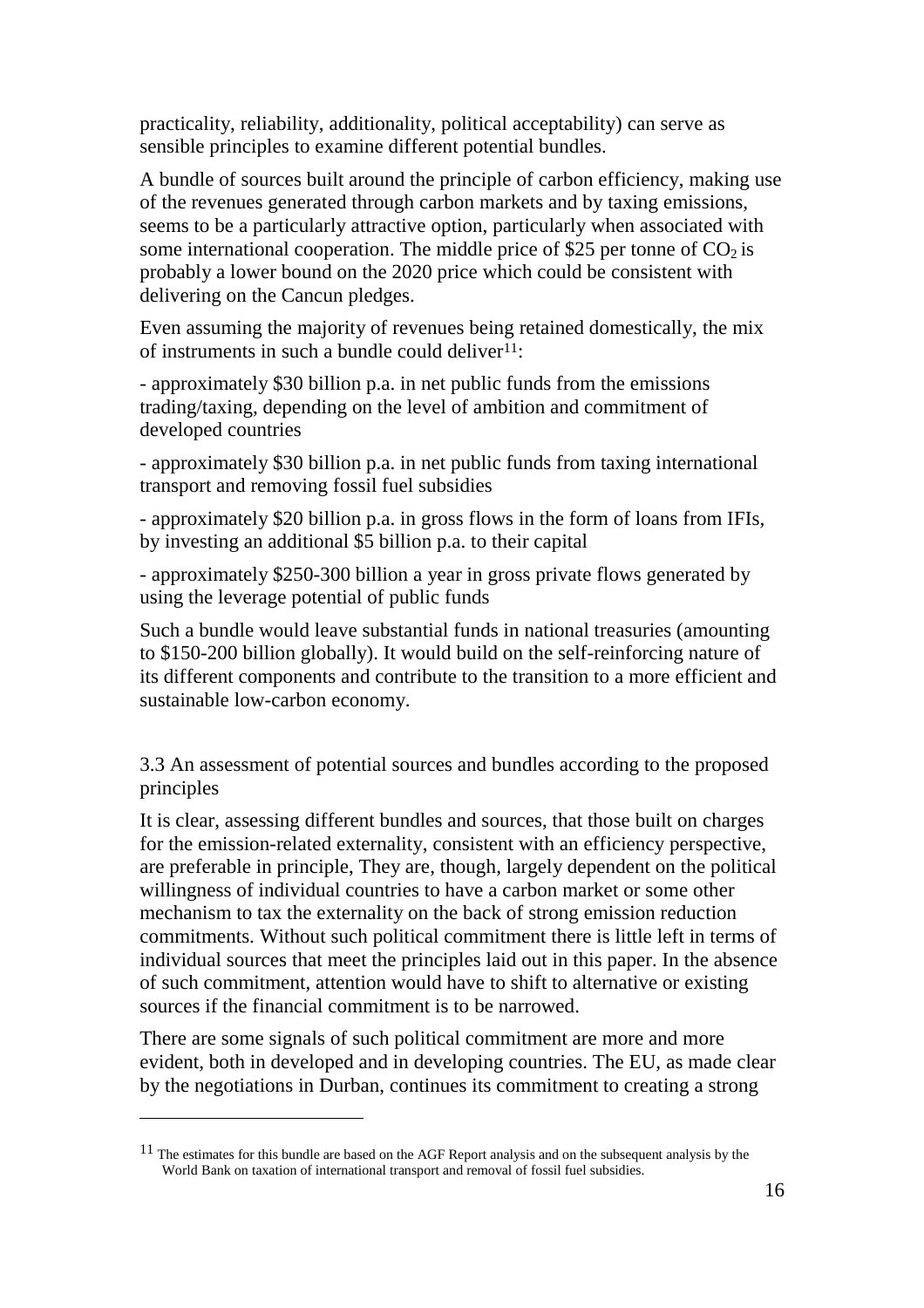practicality, reliability, additionality, political acceptability) can serve as sensible principles to examine different potential bundles.

A bundle of sources built around the principle of carbon efficiency, making use of the revenues generated through carbon markets and by taxing emissions, seems to be a particularly attractive option, particularly when associated with some international cooperation. The middle price of \$25 per tonne of $CO_2$ is probably a lower bound on the 2020 price which could be consistent with delivering on the Cancun pledges.

Even assuming the majority of revenues being retained domestically, the mix of instruments in such a bundle could deliver[11]:

- approximately \$30 billion p.a. in net public funds from the emissions trading/taxing, depending on the level of ambition and commitment of developed countries

- approximately \$30 billion p.a. in net public funds from taxing international transport and removing fossil fuel subsidies

- approximately \$20 billion p.a. in gross flows in the form of loans from IFIs, by investing an additional \$5 billion p.a. to their capital

- approximately \$250-300 billion a year in gross private flows generated by using the leverage potential of public funds

Such a bundle would leave substantial funds in national treasuries (amounting to \$150-200 billion globally). It would build on the self-reinforcing nature of its different components and contribute to the transition to a more efficient and sustainable low-carbon economy.

### 3.3 An assessment of potential sources and bundles according to the proposed principles

It is clear, assessing different bundles and sources, that those built on charges for the emission-related externality, consistent with an efficiency perspective, are preferable in principle, They are, though, largely dependent on the political willingness of individual countries to have a carbon market or some other mechanism to tax the externality on the back of strong emission reduction commitments. Without such political commitment there is little left in terms of individual sources that meet the principles laid out in this paper. In the absence of such commitment, attention would have to shift to alternative or existing sources if the financial commitment is to be narrowed.

There are some signals of such political commitment are more and more evident, both in developed and in developing countries. The EU, as made clear by the negotiations in Durban, continues its commitment to creating a strong

[11] The estimates for this bundle are based on the AGF Report analysis and on the subsequent analysis by the World Bank on taxation of international transport and removal of fossil fuel subsidies.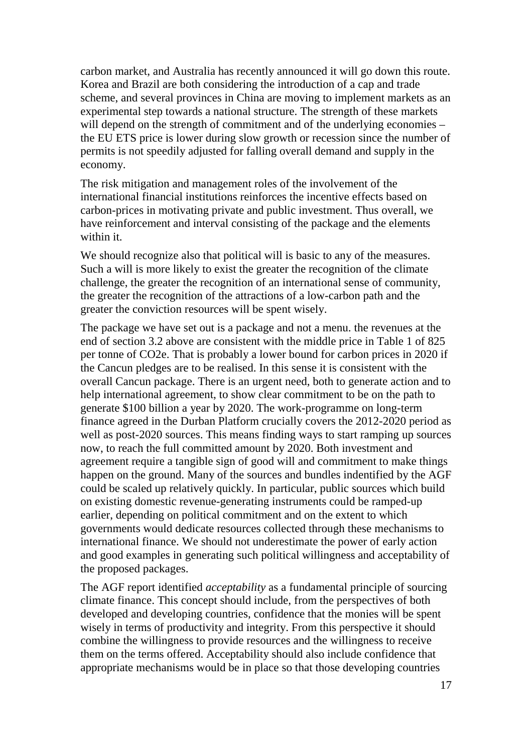carbon market, and Australia has recently announced it will go down this route. Korea and Brazil are both considering the introduction of a cap and trade scheme, and several provinces in China are moving to implement markets as an experimental step towards a national structure. The strength of these markets will depend on the strength of commitment and of the underlying economies – the EU ETS price is lower during slow growth or recession since the number of permits is not speedily adjusted for falling overall demand and supply in the economy.

The risk mitigation and management roles of the involvement of the international financial institutions reinforces the incentive effects based on carbon-prices in motivating private and public investment. Thus overall, we have reinforcement and interval consisting of the package and the elements within it.

We should recognize also that political will is basic to any of the measures. Such a will is more likely to exist the greater the recognition of the climate challenge, the greater the recognition of an international sense of community, the greater the recognition of the attractions of a low-carbon path and the greater the conviction resources will be spent wisely.

The package we have set out is a package and not a menu. the revenues at the end of section 3.2 above are consistent with the middle price in Table 1 of 825 per tonne of CO2e. That is probably a lower bound for carbon prices in 2020 if the Cancun pledges are to be realised. In this sense it is consistent with the overall Cancun package. There is an urgent need, both to generate action and to help international agreement, to show clear commitment to be on the path to generate \$100 billion a year by 2020. The work-programme on long-term finance agreed in the Durban Platform crucially covers the 2012-2020 period as well as post-2020 sources. This means finding ways to start ramping up sources now, to reach the full committed amount by 2020. Both investment and agreement require a tangible sign of good will and commitment to make things happen on the ground. Many of the sources and bundles indentified by the AGF could be scaled up relatively quickly. In particular, public sources which build on existing domestic revenue-generating instruments could be ramped-up earlier, depending on political commitment and on the extent to which governments would dedicate resources collected through these mechanisms to international finance. We should not underestimate the power of early action and good examples in generating such political willingness and acceptability of the proposed packages.

The AGF report identified *acceptability* as a fundamental principle of sourcing climate finance. This concept should include, from the perspectives of both developed and developing countries, confidence that the monies will be spent wisely in terms of productivity and integrity. From this perspective it should combine the willingness to provide resources and the willingness to receive them on the terms offered. Acceptability should also include confidence that appropriate mechanisms would be in place so that those developing countries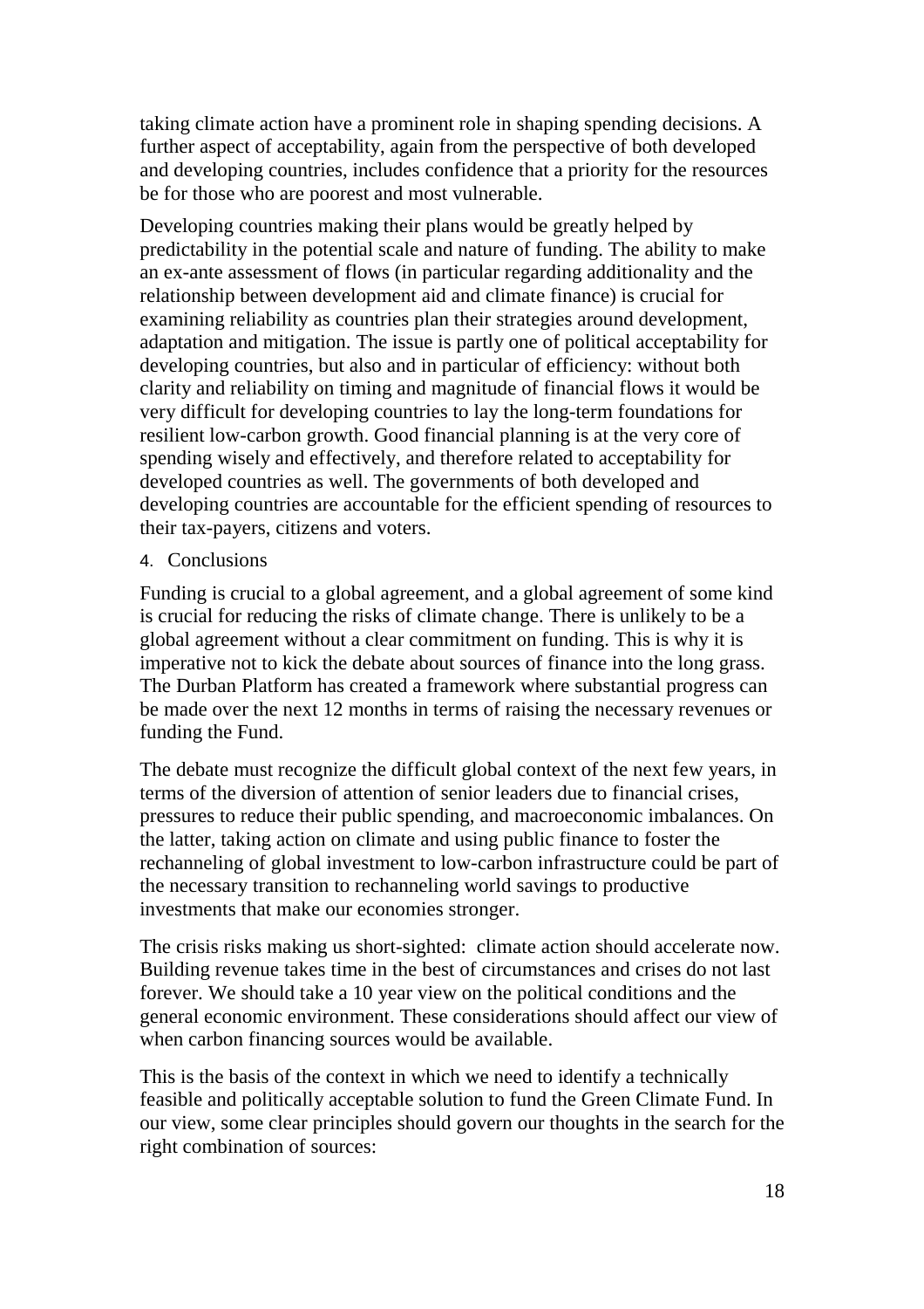taking climate action have a prominent role in shaping spending decisions. A further aspect of acceptability, again from the perspective of both developed and developing countries, includes confidence that a priority for the resources be for those who are poorest and most vulnerable.

Developing countries making their plans would be greatly helped by predictability in the potential scale and nature of funding. The ability to make an ex-ante assessment of flows (in particular regarding additionality and the relationship between development aid and climate finance) is crucial for examining reliability as countries plan their strategies around development, adaptation and mitigation. The issue is partly one of political acceptability for developing countries, but also and in particular of efficiency: without both clarity and reliability on timing and magnitude of financial flows it would be very difficult for developing countries to lay the long-term foundations for resilient low-carbon growth. Good financial planning is at the very core of spending wisely and effectively, and therefore related to acceptability for developed countries as well. The governments of both developed and developing countries are accountable for the efficient spending of resources to their tax-payers, citizens and voters.

## 4. Conclusions

Funding is crucial to a global agreement, and a global agreement of some kind is crucial for reducing the risks of climate change. There is unlikely to be a global agreement without a clear commitment on funding. This is why it is imperative not to kick the debate about sources of finance into the long grass. The Durban Platform has created a framework where substantial progress can be made over the next 12 months in terms of raising the necessary revenues or funding the Fund.

The debate must recognize the difficult global context of the next few years, in terms of the diversion of attention of senior leaders due to financial crises, pressures to reduce their public spending, and macroeconomic imbalances. On the latter, taking action on climate and using public finance to foster the rechanneling of global investment to low-carbon infrastructure could be part of the necessary transition to rechanneling world savings to productive investments that make our economies stronger.

The crisis risks making us short-sighted: climate action should accelerate now. Building revenue takes time in the best of circumstances and crises do not last forever. We should take a 10 year view on the political conditions and the general economic environment. These considerations should affect our view of when carbon financing sources would be available.

This is the basis of the context in which we need to identify a technically feasible and politically acceptable solution to fund the Green Climate Fund. In our view, some clear principles should govern our thoughts in the search for the right combination of sources: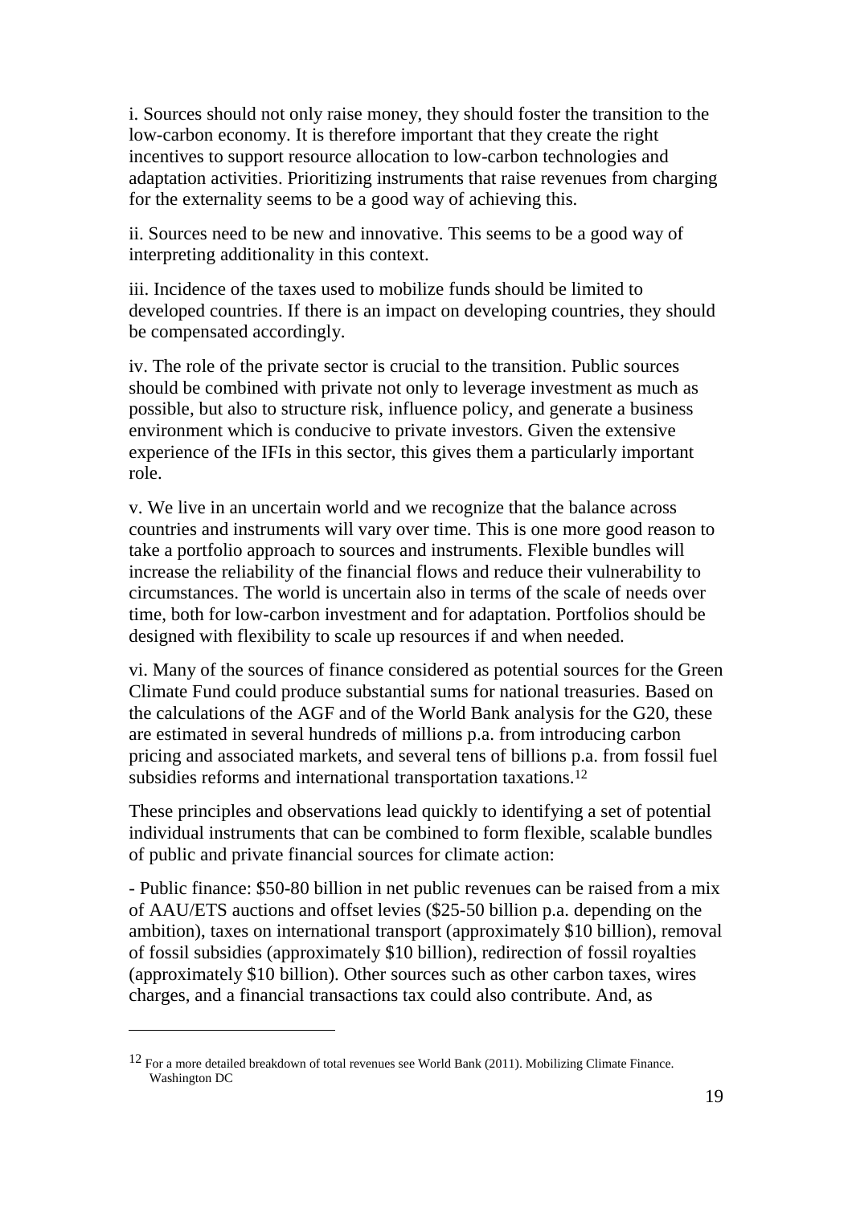i. Sources should not only raise money, they should foster the transition to the low-carbon economy. It is therefore important that they create the right incentives to support resource allocation to low-carbon technologies and adaptation activities. Prioritizing instruments that raise revenues from charging for the externality seems to be a good way of achieving this.

ii. Sources need to be new and innovative. This seems to be a good way of interpreting additionality in this context.

iii. Incidence of the taxes used to mobilize funds should be limited to developed countries. If there is an impact on developing countries, they should be compensated accordingly.

iv. The role of the private sector is crucial to the transition. Public sources should be combined with private not only to leverage investment as much as possible, but also to structure risk, influence policy, and generate a business environment which is conducive to private investors. Given the extensive experience of the IFIs in this sector, this gives them a particularly important role.

v. We live in an uncertain world and we recognize that the balance across countries and instruments will vary over time. This is one more good reason to take a portfolio approach to sources and instruments. Flexible bundles will increase the reliability of the financial flows and reduce their vulnerability to circumstances. The world is uncertain also in terms of the scale of needs over time, both for low-carbon investment and for adaptation. Portfolios should be designed with flexibility to scale up resources if and when needed.

vi. Many of the sources of finance considered as potential sources for the Green Climate Fund could produce substantial sums for national treasuries. Based on the calculations of the AGF and of the World Bank analysis for the G20, these are estimated in several hundreds of millions p.a. from introducing carbon pricing and associated markets, and several tens of billions p.a. from fossil fuel subsidies reforms and international transportation taxations.[12]

These principles and observations lead quickly to identifying a set of potential individual instruments that can be combined to form flexible, scalable bundles of public and private financial sources for climate action:

- Public finance: $50-80 billion in net public revenues can be raised from a mix of AAU/ETS auctions and offset levies ($25-50 billion p.a. depending on the ambition), taxes on international transport (approximately $10 billion), removal of fossil subsidies (approximately $10 billion), redirection of fossil royalties (approximately $10 billion). Other sources such as other carbon taxes, wires charges, and a financial transactions tax could also contribute. And, as

[12] For a more detailed breakdown of total revenues see World Bank (2011). Mobilizing Climate Finance. Washington DC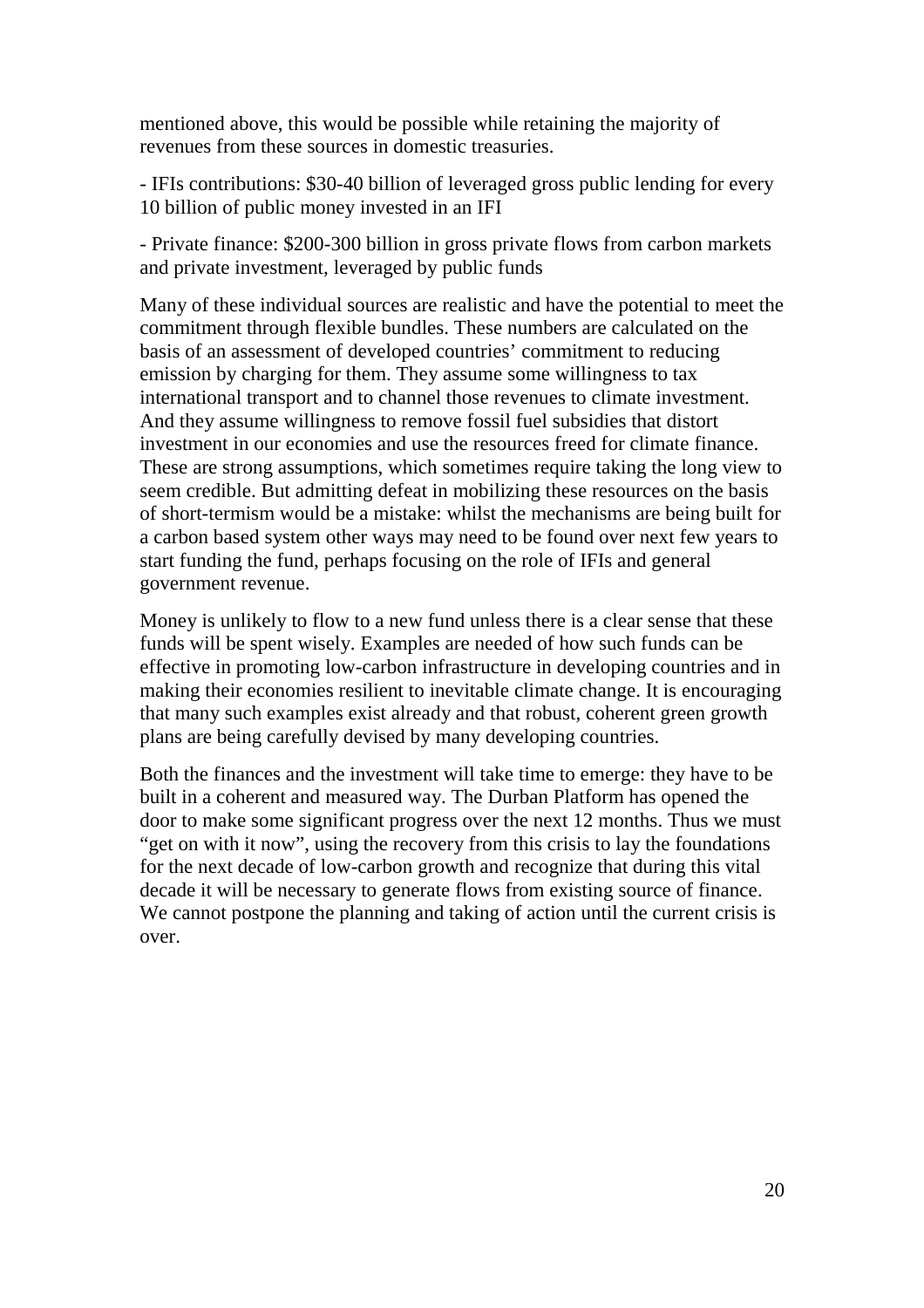mentioned above, this would be possible while retaining the majority of revenues from these sources in domestic treasuries.

- IFIs contributions: $30-40 billion of leveraged gross public lending for every 10 billion of public money invested in an IFI

- Private finance: $200-300 billion in gross private flows from carbon markets and private investment, leveraged by public funds

Many of these individual sources are realistic and have the potential to meet the commitment through flexible bundles. These numbers are calculated on the basis of an assessment of developed countries' commitment to reducing emission by charging for them. They assume some willingness to tax international transport and to channel those revenues to climate investment. And they assume willingness to remove fossil fuel subsidies that distort investment in our economies and use the resources freed for climate finance. These are strong assumptions, which sometimes require taking the long view to seem credible. But admitting defeat in mobilizing these resources on the basis of short-termism would be a mistake: whilst the mechanisms are being built for a carbon based system other ways may need to be found over next few years to start funding the fund, perhaps focusing on the role of IFIs and general government revenue.

Money is unlikely to flow to a new fund unless there is a clear sense that these funds will be spent wisely. Examples are needed of how such funds can be effective in promoting low-carbon infrastructure in developing countries and in making their economies resilient to inevitable climate change. It is encouraging that many such examples exist already and that robust, coherent green growth plans are being carefully devised by many developing countries.

Both the finances and the investment will take time to emerge: they have to be built in a coherent and measured way. The Durban Platform has opened the door to make some significant progress over the next 12 months. Thus we must "get on with it now", using the recovery from this crisis to lay the foundations for the next decade of low-carbon growth and recognize that during this vital decade it will be necessary to generate flows from existing source of finance. We cannot postpone the planning and taking of action until the current crisis is over.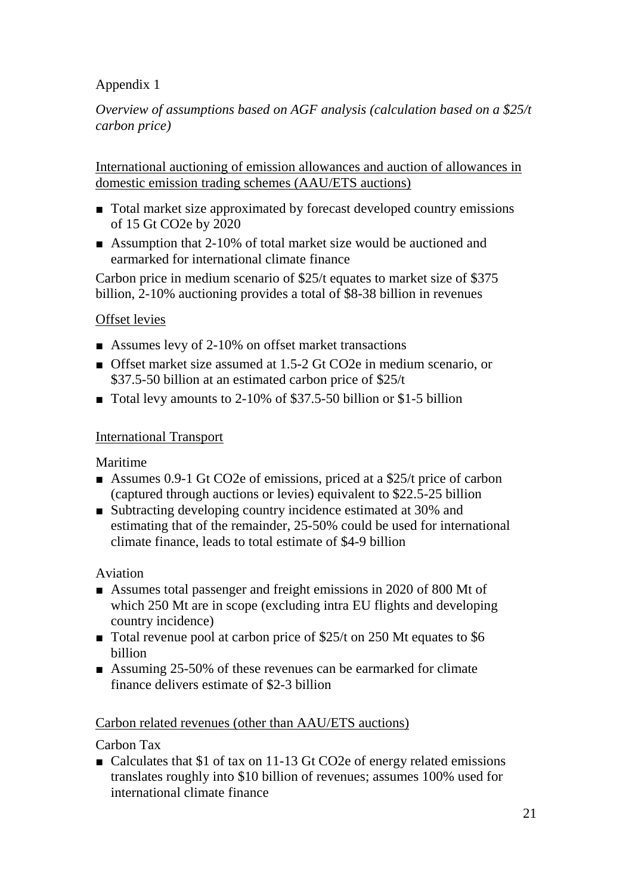Appendix 1

*Overview of assumptions based on AGF analysis (calculation based on a $25/t carbon price)*

<u>International auctioning of emission allowances and auction of allowances in domestic emission trading schemes (AAU/ETS auctions)</u>

- Total market size approximated by forecast developed country emissions of 15 Gt CO2e by 2020
- Assumption that 2-10% of total market size would be auctioned and earmarked for international climate finance

Carbon price in medium scenario of $25/t equates to market size of $375 billion, 2-10% auctioning provides a total of $8-38 billion in revenues

<u>Offset levies</u>

- Assumes levy of 2-10% on offset market transactions
- Offset market size assumed at 1.5-2 Gt CO2e in medium scenario, or $37.5-50 billion at an estimated carbon price of $25/t
- Total levy amounts to 2-10% of $37.5-50 billion or $1-5 billion

<u>International Transport</u>

Maritime

- Assumes 0.9-1 Gt CO2e of emissions, priced at a $25/t price of carbon (captured through auctions or levies) equivalent to $22.5-25 billion
- Subtracting developing country incidence estimated at 30% and estimating that of the remainder, 25-50% could be used for international climate finance, leads to total estimate of $4-9 billion

Aviation

- Assumes total passenger and freight emissions in 2020 of 800 Mt of which 250 Mt are in scope (excluding intra EU flights and developing country incidence)
- Total revenue pool at carbon price of $25/t on 250 Mt equates to $6 billion
- Assuming 25-50% of these revenues can be earmarked for climate finance delivers estimate of $2-3 billion

<u>Carbon related revenues (other than AAU/ETS auctions)</u>

Carbon Tax

- Calculates that $1 of tax on 11-13 Gt CO2e of energy related emissions translates roughly into $10 billion of revenues; assumes 100% used for international climate finance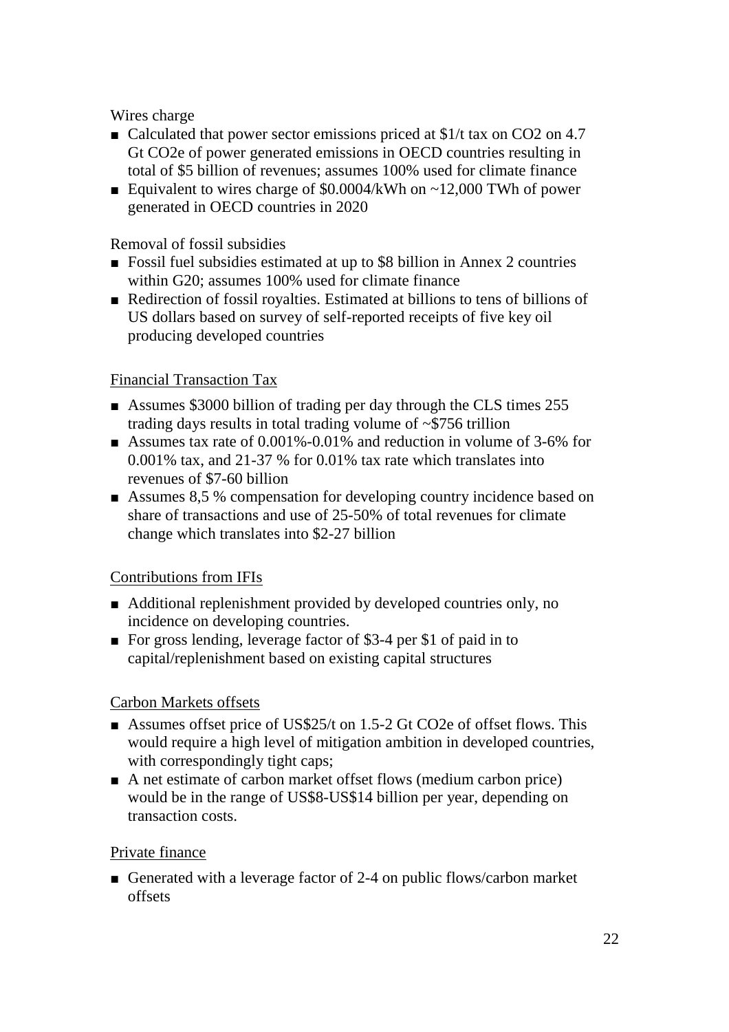Wires charge

- Calculated that power sector emissions priced at \$1/t tax on $CO_2$ on 4.7 Gt $CO_2e$ of power generated emissions in OECD countries resulting in total of \$5 billion of revenues; assumes 100% used for climate finance
- Equivalent to wires charge of \$0.0004/kWh on ~12,000 TWh of power generated in OECD countries in 2020

Removal of fossil subsidies

- Fossil fuel subsidies estimated at up to \$8 billion in Annex 2 countries within G20; assumes 100% used for climate finance
- Redirection of fossil royalties. Estimated at billions to tens of billions of US dollars based on survey of self-reported receipts of five key oil producing developed countries

Financial Transaction Tax

- Assumes \$3000 billion of trading per day through the CLS times 255 trading days results in total trading volume of ~\$756 trillion
- Assumes tax rate of 0.001%-0.01% and reduction in volume of 3-6% for 0.001% tax, and 21-37 % for 0.01% tax rate which translates into revenues of \$7-60 billion
- Assumes 8,5 % compensation for developing country incidence based on share of transactions and use of 25-50% of total revenues for climate change which translates into \$2-27 billion

Contributions from IFIs

- Additional replenishment provided by developed countries only, no incidence on developing countries.
- For gross lending, leverage factor of \$3-4 per \$1 of paid in to capital/replenishment based on existing capital structures

Carbon Markets offsets

- Assumes offset price of US\$25/t on 1.5-2 Gt $CO_2e$ of offset flows. This would require a high level of mitigation ambition in developed countries, with correspondingly tight caps;
- A net estimate of carbon market offset flows (medium carbon price) would be in the range of US\$8-US\$14 billion per year, depending on transaction costs.

Private finance

- Generated with a leverage factor of 2-4 on public flows/carbon market offsets